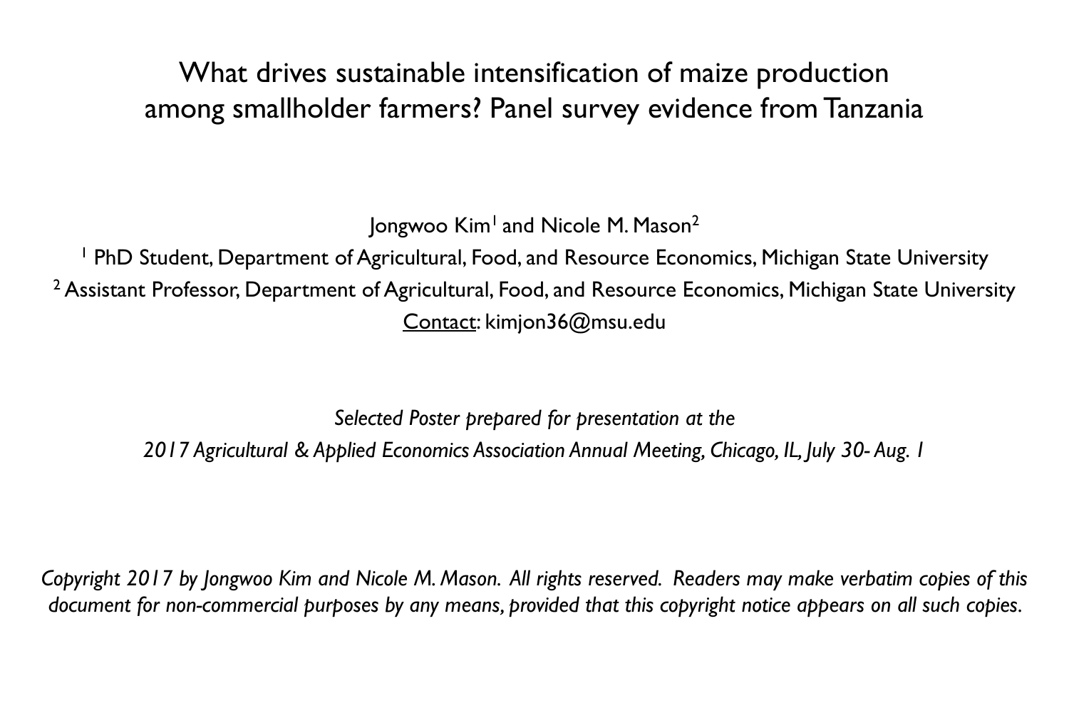# What drives sustainable intensification of maize production among smallholder farmers? Panel survey evidence from Tanzania

Jongwoo Kim[1] and Nicole M. Mason[2]

[1] PhD Student, Department of Agricultural, Food, and Resource Economics, Michigan State University

[2] Assistant Professor, Department of Agricultural, Food, and Resource Economics, Michigan State University

Contact: kimjon36@msu.edu

*Selected Poster prepared for presentation at the*

*2017 Agricultural & Applied Economics Association Annual Meeting, Chicago, IL, July 30- Aug. 1*

*Copyright 2017 by Jongwoo Kim and Nicole M. Mason. All rights reserved. Readers may make verbatim copies of this document for non-commercial purposes by any means, provided that this copyright notice appears on all such copies.*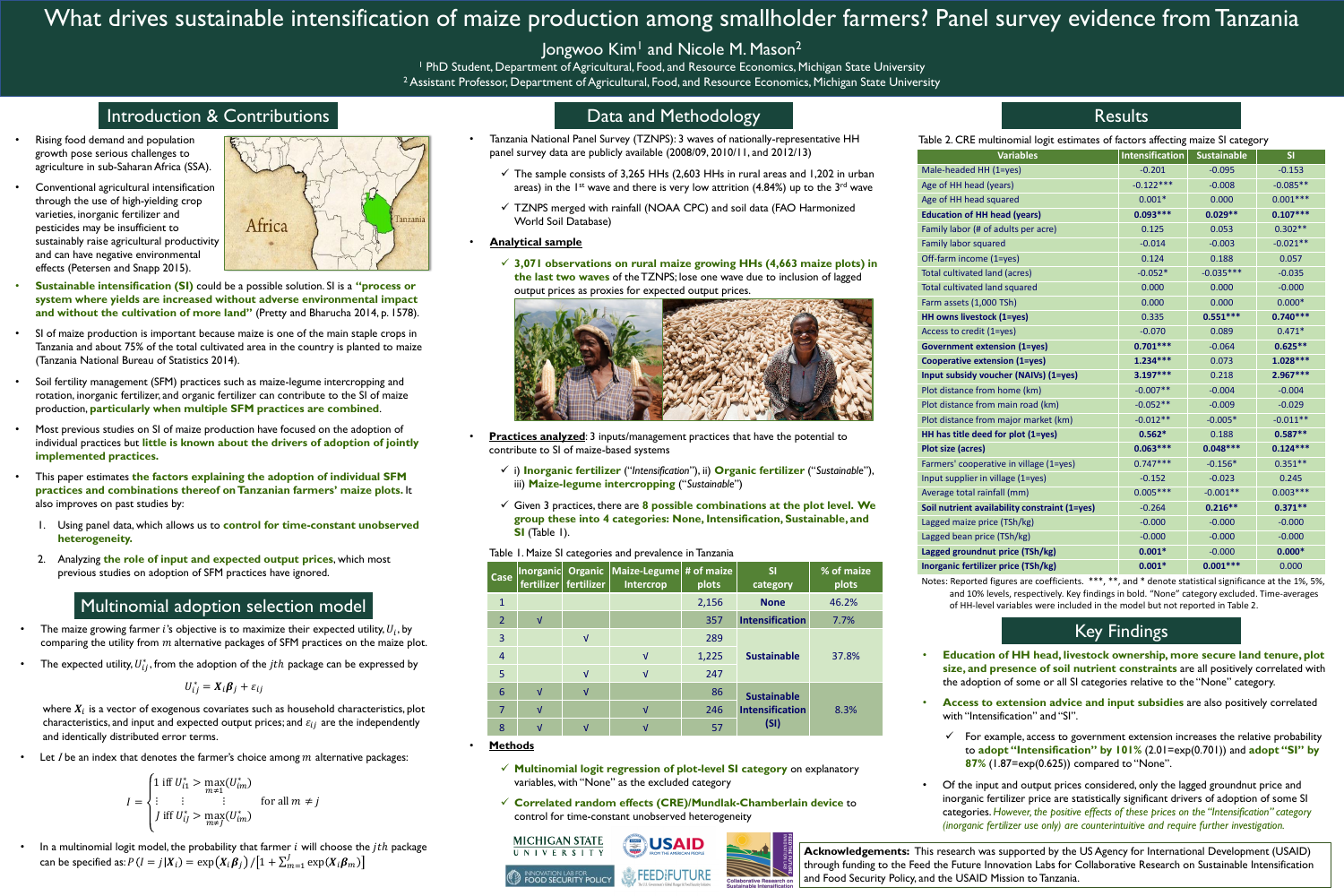# What drives sustainable intensification of maize production among smallholder farmers? Panel survey evidence from Tanzania

Jongwoo Kim[1] and Nicole M. Mason[2]

[1] PhD Student, Department of Agricultural, Food, and Resource Economics, Michigan State University
[2] Assistant Professor, Department of Agricultural, Food, and Resource Economics, Michigan State University

## Introduction & Contributions

- Rising food demand and population growth pose serious challenges to agriculture in sub-Saharan Africa (SSA).
- Conventional agricultural intensification through the use of high-yielding crop varieties, inorganic fertilizer and pesticides may be insufficient to sustainably raise agricultural productivity and can have negative environmental effects (Petersen and Snapp 2015).
- **Sustainable intensification (SI)** could be a possible solution. SI is a **"process or system where yields are increased without adverse environmental impact and without the cultivation of more land"** (Pretty and Bharucha 2014, p. 1578).
- SI of maize production is important because maize is one of the main staple crops in Tanzania and about 75% of the total cultivated area in the country is planted to maize (Tanzania National Bureau of Statistics 2014).
- Soil fertility management (SFM) practices such as maize-legume intercropping and rotation, inorganic fertilizer, and organic fertilizer can contribute to the SI of maize production, **particularly when multiple SFM practices are combined**.
- Most previous studies on SI of maize production have focused on the adoption of individual practices but **little is known about the drivers of adoption of jointly implemented practices.**
- This paper estimates **the factors explaining the adoption of individual SFM practices and combinations thereof on Tanzanian farmers' maize plots.** It also improves on past studies by:
  1. Using panel data, which allows us to **control for time-constant unobserved heterogeneity.**
  2. Analyzing **the role of input and expected output prices**, which most previous studies on adoption of SFM practices have ignored.

## Multinomial adoption selection model

- The maize growing farmer $i$'s objective is to maximize their expected utility, $U_i$, by comparing the utility from $m$ alternative packages of SFM practices on the maize plot.
- The expected utility, $U_{ij}^*$, from the adoption of the $j$th package can be expressed by

$$U_{ij}^* = \boldsymbol{X}_i \boldsymbol{\beta}_j + \varepsilon_{ij}$$

where $\boldsymbol{X}_i$ is a vector of exogenous covariates such as household characteristics, plot characteristics, and input and expected output prices; and $\varepsilon_{ij}$ are the independently and identically distributed error terms.

- Let $I$ be an index that denotes the farmer's choice among $m$ alternative packages:

$$I = \begin{cases} 1 \text{ iff } U_{i1}^* > \max\limits_{m \neq 1}(U_{im}^*) \\ \vdots \quad\quad \vdots \quad\quad \vdots \\ J \text{ iff } U_{iJ}^* > \max\limits_{m \neq J}(U_{im}^*) \end{cases} \quad \text{for all } m \neq j$$

- In a multinomial logit model, the probability that farmer $i$ will choose the $j$th package can be specified as: $P(I = j|\boldsymbol{X}_i) = \exp(\boldsymbol{X}_i\boldsymbol{\beta}_j) / [1 + \sum_{m=1}^{J} \exp(\boldsymbol{X}_i\boldsymbol{\beta}_m)]$

## Data and Methodology

- Tanzania National Panel Survey (TZNPS): 3 waves of nationally-representative HH panel survey data are publicly available (2008/09, 2010/11, and 2012/13)
  - ✓ The sample consists of 3,265 HHs (2,603 HHs in rural areas and 1,202 in urban areas) in the 1st wave and there is very low attrition (4.84%) up to the 3rd wave
  - ✓ TZNPS merged with rainfall (NOAA CPC) and soil data (FAO Harmonized World Soil Database)
- **Analytical sample**
  - ✓ **3,071 observations on rural maize growing HHs (4,663 maize plots) in the last two waves** of the TZNPS; lose one wave due to inclusion of lagged output prices as proxies for expected output prices.
- **Practices analyzed**: 3 inputs/management practices that have the potential to contribute to SI of maize-based systems
  - ✓ i) **Inorganic fertilizer** ("*Intensification*"), ii) **Organic fertilizer** ("*Sustainable*"), iii) **Maize-legume intercropping** ("*Sustainable*")
  - ✓ Given 3 practices, there are **8 possible combinations at the plot level. We group these into 4 categories: None, Intensification, Sustainable, and SI** (Table 1).

Table 1. Maize SI categories and prevalence in Tanzania

| Case | Inorganic fertilizer | Organic fertilizer | Maize-Legume Intercrop | # of maize plots | SI category | % of maize plots |
|---|---|---|---|---|---|---|
| 1 | | | | 2,156 | None | 46.2% |
| 2 | √ | | | 357 | Intensification | 7.7% |
| 3 | | √ | | 289 | Sustainable | 37.8% |
| 4 | | | √ | 1,225 | | |
| 5 | | √ | √ | 247 | | |
| 6 | √ | √ | | 86 | Sustainable Intensification (SI) | 8.3% |
| 7 | √ | | √ | 246 | | |
| 8 | √ | √ | √ | 57 | | |

- **Methods**
  - ✓ **Multinomial logit regression of plot-level SI category** on explanatory variables, with "None" as the excluded category
  - ✓ **Correlated random effects (CRE)/Mundlak-Chamberlain device** to control for time-constant unobserved heterogeneity

## Results

Table 2. CRE multinomial logit estimates of factors affecting maize SI category

| Variables | Intensification | Sustainable | SI |
|---|---|---|---|
| Male-headed HH (1=yes) | -0.201 | -0.095 | -0.153 |
| Age of HH head (years) | -0.122*** | -0.008 | -0.085** |
| Age of HH head squared | 0.001* | 0.000 | 0.001*** |
| **Education of HH head (years)** | **0.093*** ** | **0.029** ** | **0.107*** ** |
| Family labor (# of adults per acre) | 0.125 | 0.053 | 0.302** |
| Family labor squared | -0.014 | -0.003 | -0.021** |
| Off-farm income (1=yes) | 0.124 | 0.188 | 0.057 |
| Total cultivated land (acres) | -0.052* | -0.035*** | -0.035 |
| Total cultivated land squared | 0.000 | 0.000 | -0.000 |
| Farm assets (1,000 TSh) | 0.000 | 0.000 | 0.000* |
| **HH owns livestock (1=yes)** | **0.335** | **0.551*** ** | **0.740*** ** |
| Access to credit (1=yes) | -0.070 | 0.089 | 0.471* |
| **Government extension (1=yes)** | **0.701*** ** | **-0.064** | **0.625** ** |
| **Cooperative extension (1=yes)** | **1.234*** ** | **0.073** | **1.028*** ** |
| **Input subsidy voucher (NAIVS) (1=yes)** | **3.197*** ** | **0.218** | **2.967*** ** |
| Plot distance from home (km) | -0.007** | -0.004 | -0.004 |
| Plot distance from main road (km) | -0.052** | -0.009 | -0.029 |
| Plot distance from major market (km) | -0.012** | -0.005* | -0.011** |
| **HH has title deed for plot (1=yes)** | **0.562*** | **0.188** | **0.587** ** |
| **Plot size (acres)** | **0.063*** ** | **0.048*** ** | **0.124*** ** |
| Farmers' cooperative in village (1=yes) | 0.747*** | -0.156* | 0.351** |
| Input supplier in village (1=yes) | -0.152 | -0.023 | 0.245 |
| Average total rainfall (mm) | 0.005*** | -0.001** | 0.003*** |
| **Soil nutrient availability constraint (1=yes)** | **-0.264** | **0.216** ** | **0.371** ** |
| Lagged maize price (TSh/kg) | -0.000 | -0.000 | -0.000 |
| Lagged bean price (TSh/kg) | -0.000 | -0.000 | -0.000 |
| **Lagged groundnut price (TSh/kg)** | **0.001*** | **-0.000** | **0.000*** |
| **Inorganic fertilizer price (TSh/kg)** | **0.001*** | **0.001*** ** | **0.000** |

Notes: Reported figures are coefficients. ***, **, and * denote statistical significance at the 1%, 5%, and 10% levels, respectively. Key findings in bold. "None" category excluded. Time-averages of HH-level variables were included in the model but not reported in Table 2.

## Key Findings

- **Education of HH head, livestock ownership, more secure land tenure, plot size, and presence of soil nutrient constraints** are all positively correlated with the adoption of some or all SI categories relative to the "None" category.
- **Access to extension advice and input subsidies** are also positively correlated with "Intensification" and "SI".
  - ✓ For example, access to government extension increases the relative probability to **adopt "Intensification" by 101%** (2.01=exp(0.701)) and **adopt "SI" by 87%** (1.87=exp(0.625)) compared to "None".
- Of the input and output prices considered, only the lagged groundnut price and inorganic fertilizer price are statistically significant drivers of adoption of some SI categories. *However, the positive effects of these prices on the "Intensification" category (inorganic fertilizer use only) are counterintuitive and require further investigation.*

**Acknowledgements:** This research was supported by the US Agency for International Development (USAID) through funding to the Feed the Future Innovation Labs for Collaborative Research on Sustainable Intensification and Food Security Policy, and the USAID Mission to Tanzania.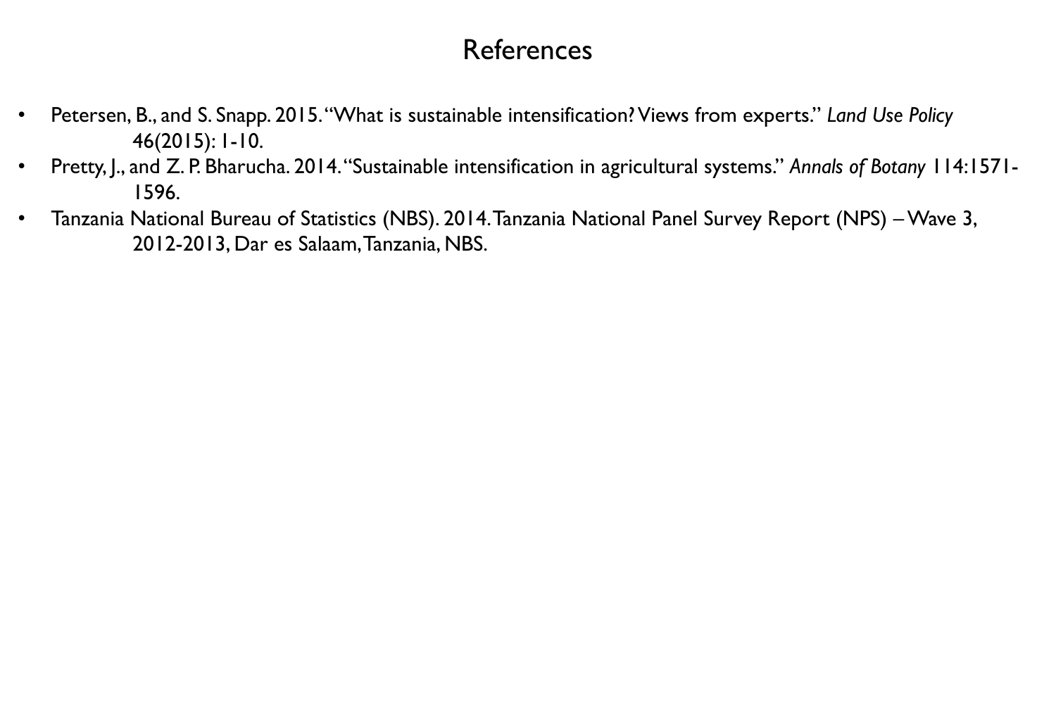# References

- Petersen, B., and S. Snapp. 2015. "What is sustainable intensification? Views from experts." *Land Use Policy* 46(2015): 1-10.
- Pretty, J., and Z. P. Bharucha. 2014. "Sustainable intensification in agricultural systems." *Annals of Botany* 114:1571-1596.
- Tanzania National Bureau of Statistics (NBS). 2014. Tanzania National Panel Survey Report (NPS) – Wave 3, 2012-2013, Dar es Salaam, Tanzania, NBS.